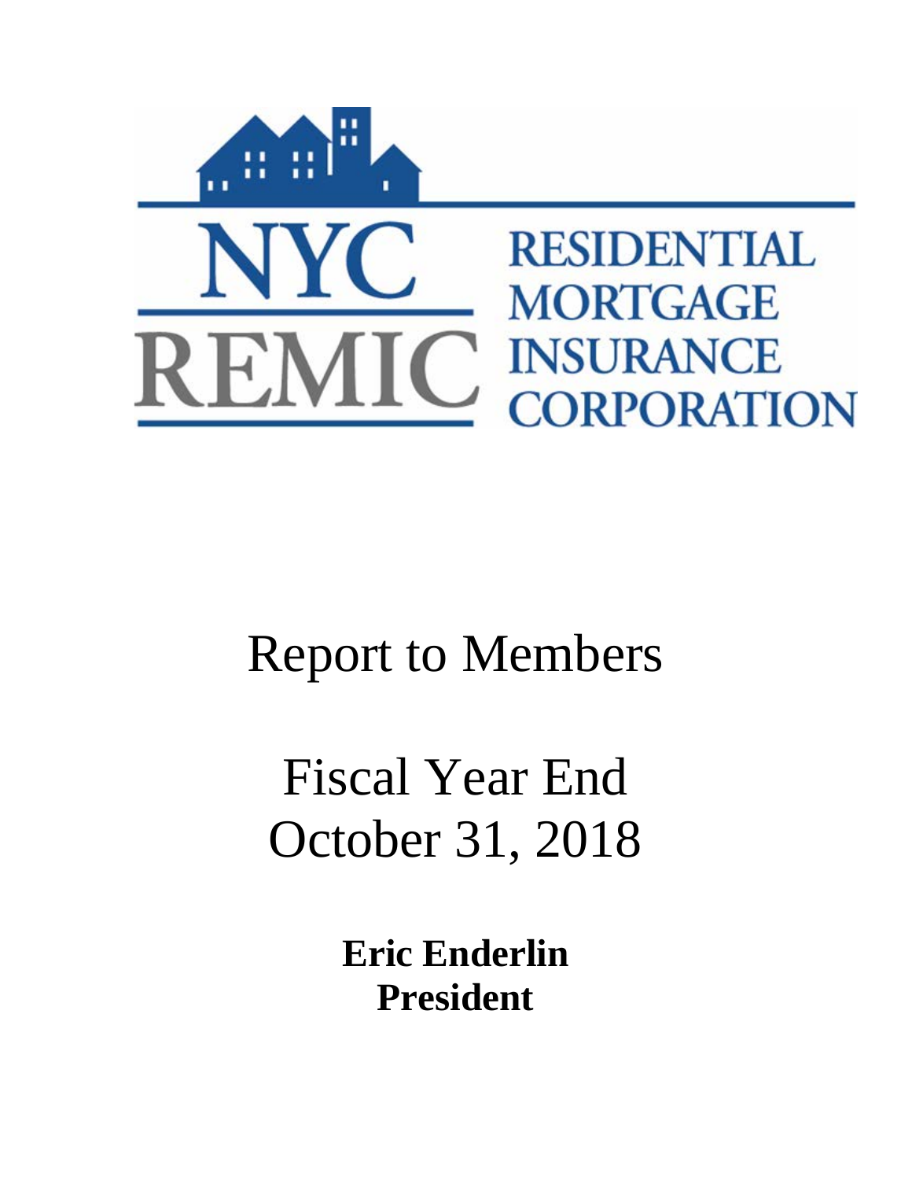# NYC REMIC

# RESIDENTIAL MORTGAGE INSURANCE CORPORATION

# Report to Members

# Fiscal Year End October 31, 2018

**Eric Enderlin**
**President**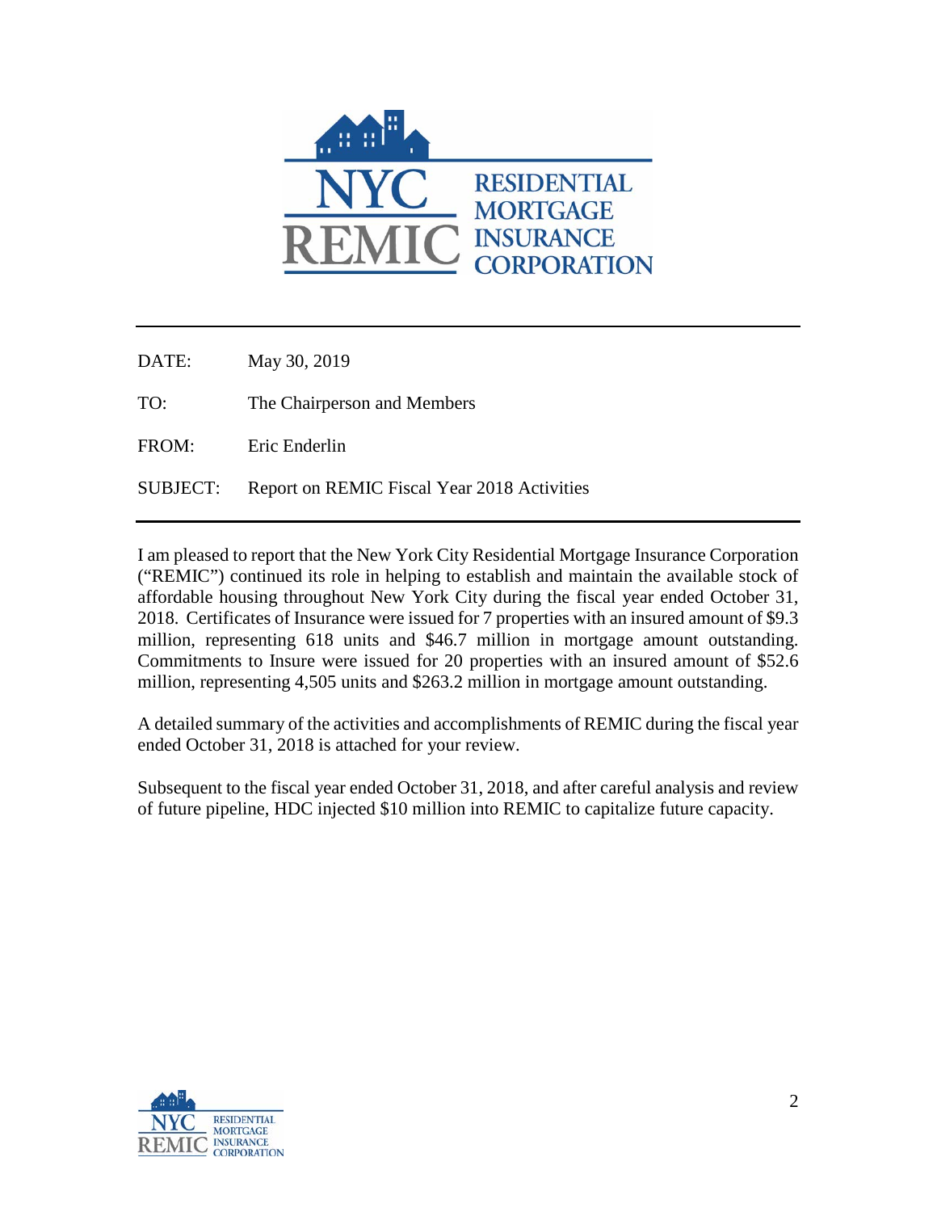| | |
|---|---|
| DATE: | May 30, 2019 |
| TO: | The Chairperson and Members |
| FROM: | Eric Enderlin |
| SUBJECT: | Report on REMIC Fiscal Year 2018 Activities |

I am pleased to report that the New York City Residential Mortgage Insurance Corporation ("REMIC") continued its role in helping to establish and maintain the available stock of affordable housing throughout New York City during the fiscal year ended October 31, 2018. Certificates of Insurance were issued for 7 properties with an insured amount of $9.3 million, representing 618 units and $46.7 million in mortgage amount outstanding. Commitments to Insure were issued for 20 properties with an insured amount of $52.6 million, representing 4,505 units and $263.2 million in mortgage amount outstanding.

A detailed summary of the activities and accomplishments of REMIC during the fiscal year ended October 31, 2018 is attached for your review.

Subsequent to the fiscal year ended October 31, 2018, and after careful analysis and review of future pipeline, HDC injected $10 million into REMIC to capitalize future capacity.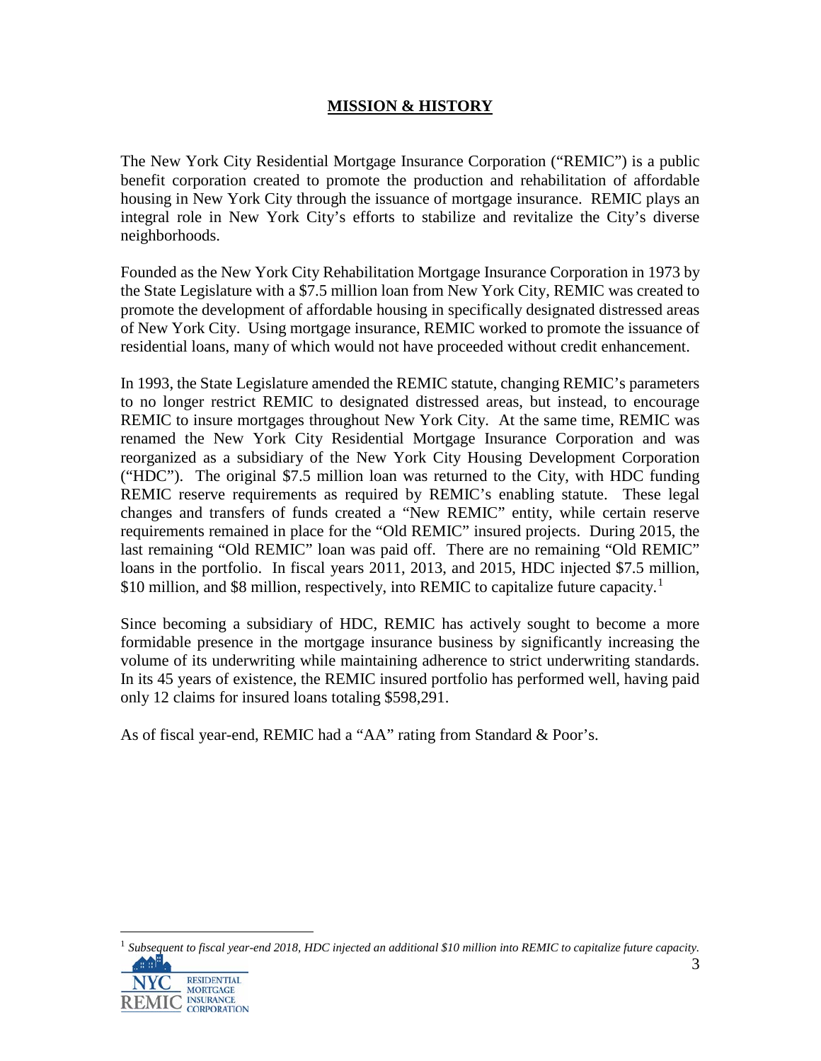## MISSION & HISTORY

The New York City Residential Mortgage Insurance Corporation ("REMIC") is a public benefit corporation created to promote the production and rehabilitation of affordable housing in New York City through the issuance of mortgage insurance. REMIC plays an integral role in New York City's efforts to stabilize and revitalize the City's diverse neighborhoods.

Founded as the New York City Rehabilitation Mortgage Insurance Corporation in 1973 by the State Legislature with a $7.5 million loan from New York City, REMIC was created to promote the development of affordable housing in specifically designated distressed areas of New York City. Using mortgage insurance, REMIC worked to promote the issuance of residential loans, many of which would not have proceeded without credit enhancement.

In 1993, the State Legislature amended the REMIC statute, changing REMIC's parameters to no longer restrict REMIC to designated distressed areas, but instead, to encourage REMIC to insure mortgages throughout New York City. At the same time, REMIC was renamed the New York City Residential Mortgage Insurance Corporation and was reorganized as a subsidiary of the New York City Housing Development Corporation ("HDC"). The original $7.5 million loan was returned to the City, with HDC funding REMIC reserve requirements as required by REMIC's enabling statute. These legal changes and transfers of funds created a "New REMIC" entity, while certain reserve requirements remained in place for the "Old REMIC" insured projects. During 2015, the last remaining "Old REMIC" loan was paid off. There are no remaining "Old REMIC" loans in the portfolio. In fiscal years 2011, 2013, and 2015, HDC injected $7.5 million, $10 million, and $8 million, respectively, into REMIC to capitalize future capacity.[1]

Since becoming a subsidiary of HDC, REMIC has actively sought to become a more formidable presence in the mortgage insurance business by significantly increasing the volume of its underwriting while maintaining adherence to strict underwriting standards. In its 45 years of existence, the REMIC insured portfolio has performed well, having paid only 12 claims for insured loans totaling $598,291.

As of fiscal year-end, REMIC had a "AA" rating from Standard & Poor's.

---

[1] *Subsequent to fiscal year-end 2018, HDC injected an additional $10 million into REMIC to capitalize future capacity.*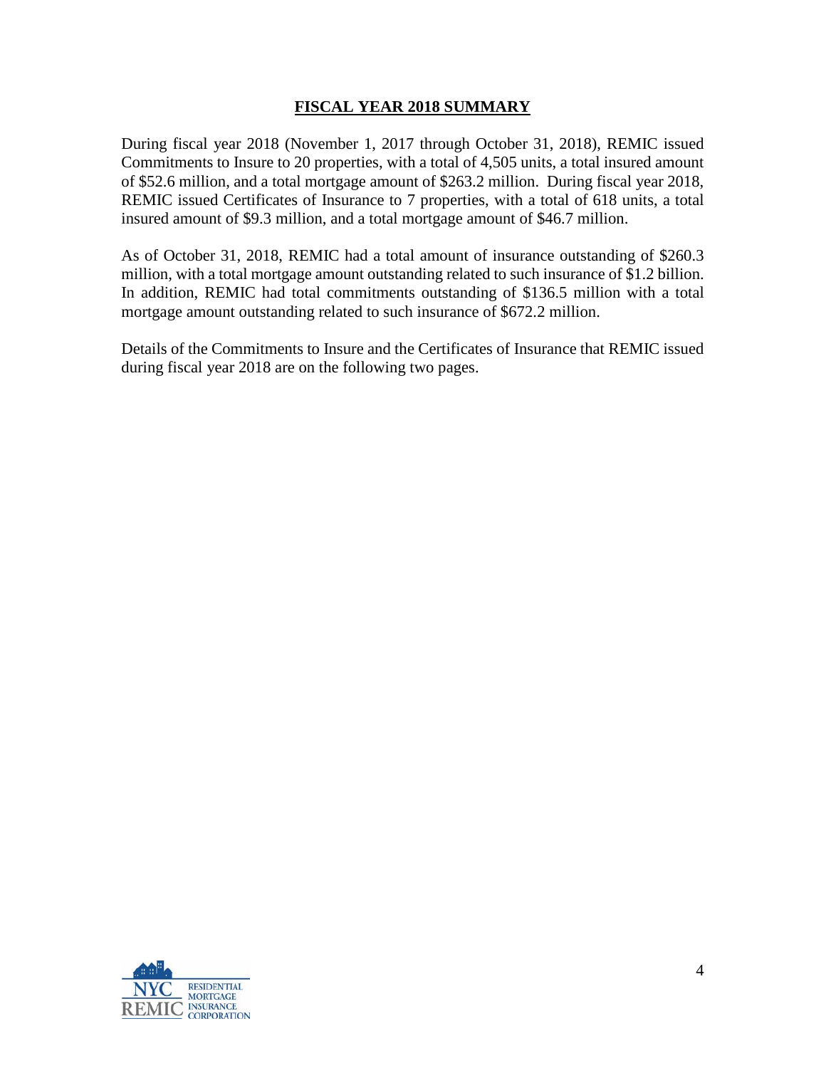## FISCAL YEAR 2018 SUMMARY

During fiscal year 2018 (November 1, 2017 through October 31, 2018), REMIC issued Commitments to Insure to 20 properties, with a total of 4,505 units, a total insured amount of $52.6 million, and a total mortgage amount of $263.2 million. During fiscal year 2018, REMIC issued Certificates of Insurance to 7 properties, with a total of 618 units, a total insured amount of $9.3 million, and a total mortgage amount of $46.7 million.

As of October 31, 2018, REMIC had a total amount of insurance outstanding of $260.3 million, with a total mortgage amount outstanding related to such insurance of $1.2 billion. In addition, REMIC had total commitments outstanding of $136.5 million with a total mortgage amount outstanding related to such insurance of $672.2 million.

Details of the Commitments to Insure and the Certificates of Insurance that REMIC issued during fiscal year 2018 are on the following two pages.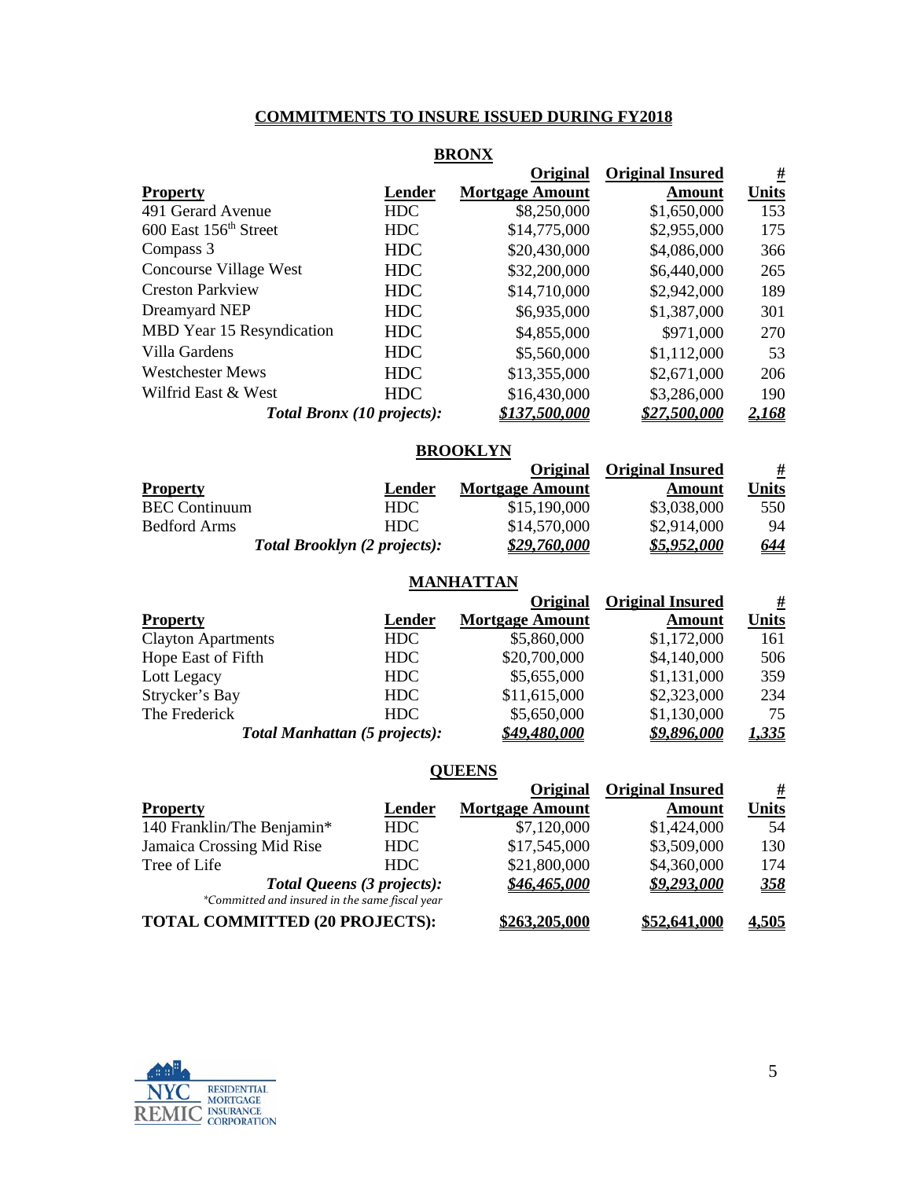## COMMITMENTS TO INSURE ISSUED DURING FY2018

### BRONX

| Property | Lender | Original Mortgage Amount | Original Insured Amount | # Units |
|---|---|---|---|---|
| 491 Gerard Avenue | HDC | $8,250,000 | $1,650,000 | 153 |
| 600 East 156th Street | HDC | $14,775,000 | $2,955,000 | 175 |
| Compass 3 | HDC | $20,430,000 | $4,086,000 | 366 |
| Concourse Village West | HDC | $32,200,000 | $6,440,000 | 265 |
| Creston Parkview | HDC | $14,710,000 | $2,942,000 | 189 |
| Dreamyard NEP | HDC | $6,935,000 | $1,387,000 | 301 |
| MBD Year 15 Resyndication | HDC | $4,855,000 | $971,000 | 270 |
| Villa Gardens | HDC | $5,560,000 | $1,112,000 | 53 |
| Westchester Mews | HDC | $13,355,000 | $2,671,000 | 206 |
| Wilfrid East & West | HDC | $16,430,000 | $3,286,000 | 190 |
| ***Total Bronx (10 projects):*** | | ***$137,500,000*** | ***$27,500,000*** | ***2,168*** |

### BROOKLYN

| Property | Lender | Original Mortgage Amount | Original Insured Amount | # Units |
|---|---|---|---|---|
| BEC Continuum | HDC | $15,190,000 | $3,038,000 | 550 |
| Bedford Arms | HDC | $14,570,000 | $2,914,000 | 94 |
| ***Total Brooklyn (2 projects):*** | | ***$29,760,000*** | ***$5,952,000*** | ***644*** |

### MANHATTAN

| Property | Lender | Original Mortgage Amount | Original Insured Amount | # Units |
|---|---|---|---|---|
| Clayton Apartments | HDC | $5,860,000 | $1,172,000 | 161 |
| Hope East of Fifth | HDC | $20,700,000 | $4,140,000 | 506 |
| Lott Legacy | HDC | $5,655,000 | $1,131,000 | 359 |
| Strycker's Bay | HDC | $11,615,000 | $2,323,000 | 234 |
| The Frederick | HDC | $5,650,000 | $1,130,000 | 75 |
| ***Total Manhattan (5 projects):*** | | ***$49,480,000*** | ***$9,896,000*** | ***1,335*** |

### QUEENS

| Property | Lender | Original Mortgage Amount | Original Insured Amount | # Units |
|---|---|---|---|---|
| 140 Franklin/The Benjamin* | HDC | $7,120,000 | $1,424,000 | 54 |
| Jamaica Crossing Mid Rise | HDC | $17,545,000 | $3,509,000 | 130 |
| Tree of Life | HDC | $21,800,000 | $4,360,000 | 174 |
| ***Total Queens (3 projects):*** | | ***$46,465,000*** | ***$9,293,000*** | ***358*** |
| **TOTAL COMMITTED (20 PROJECTS):** | | **$263,205,000** | **$52,641,000** | **4,505** |

*Committed and insured in the same fiscal year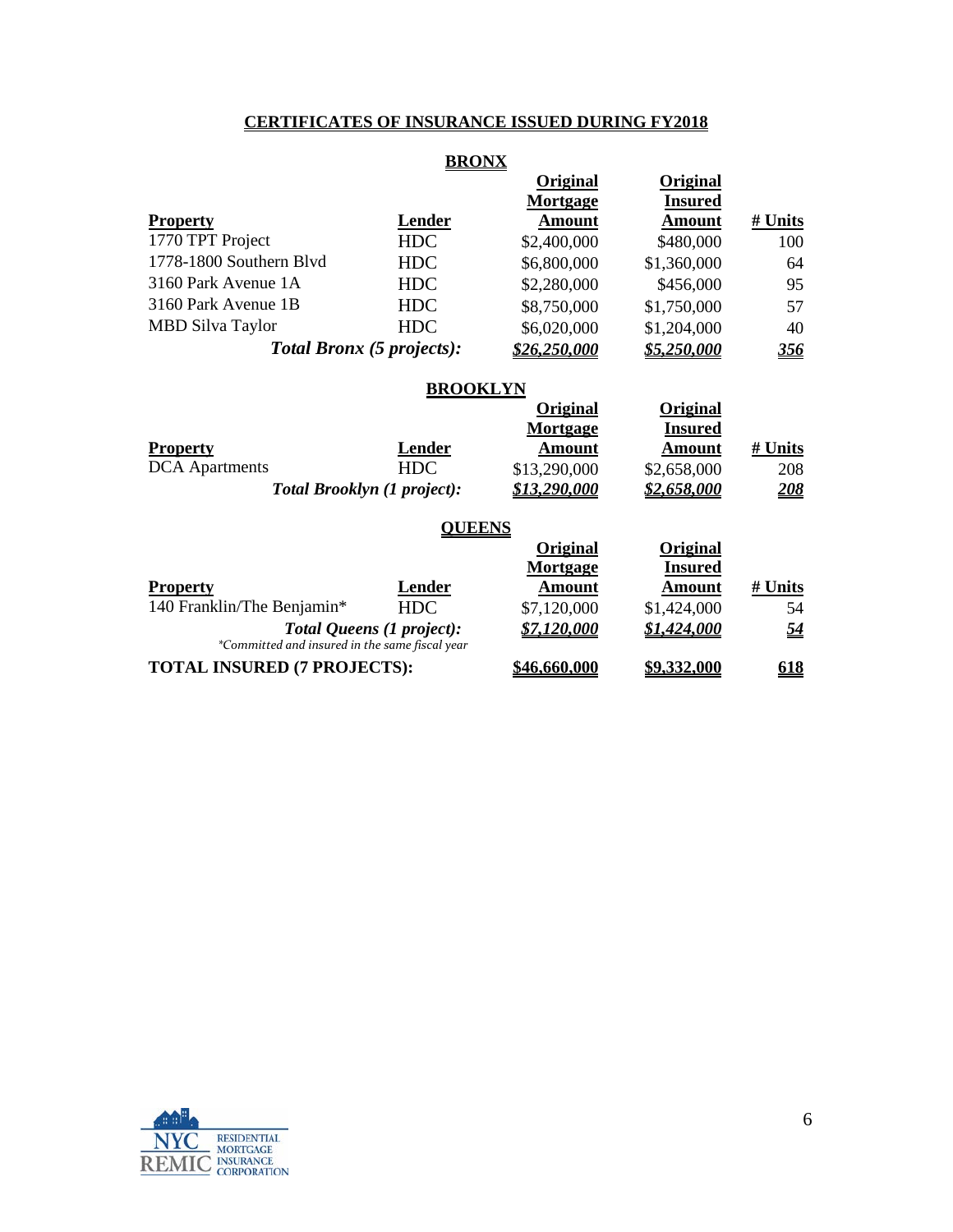## CERTIFICATES OF INSURANCE ISSUED DURING FY2018

### BRONX

| Property | Lender | Original Mortgage Amount | Original Insured Amount | # Units |
|---|---|---|---|---|
| 1770 TPT Project | HDC | $2,400,000 | $480,000 | 100 |
| 1778-1800 Southern Blvd | HDC | $6,800,000 | $1,360,000 | 64 |
| 3160 Park Avenue 1A | HDC | $2,280,000 | $456,000 | 95 |
| 3160 Park Avenue 1B | HDC | $8,750,000 | $1,750,000 | 57 |
| MBD Silva Taylor | HDC | $6,020,000 | $1,204,000 | 40 |
| ***Total Bronx (5 projects):*** | | ***$26,250,000*** | ***$5,250,000*** | ***356*** |

### BROOKLYN

| Property | Lender | Original Mortgage Amount | Original Insured Amount | # Units |
|---|---|---|---|---|
| DCA Apartments | HDC | $13,290,000 | $2,658,000 | 208 |
| ***Total Brooklyn (1 project):*** | | ***$13,290,000*** | ***$2,658,000*** | ***208*** |

### QUEENS

| Property | Lender | Original Mortgage Amount | Original Insured Amount | # Units |
|---|---|---|---|---|
| 140 Franklin/The Benjamin* | HDC | $7,120,000 | $1,424,000 | 54 |
| ***Total Queens (1 project):*** | | ***$7,120,000*** | ***$1,424,000*** | ***54*** |

*Committed and insured in the same fiscal year

| | | | | |
|---|---|---|---|---|
| **TOTAL INSURED (7 PROJECTS):** | | **$46,660,000** | **$9,332,000** | **618** |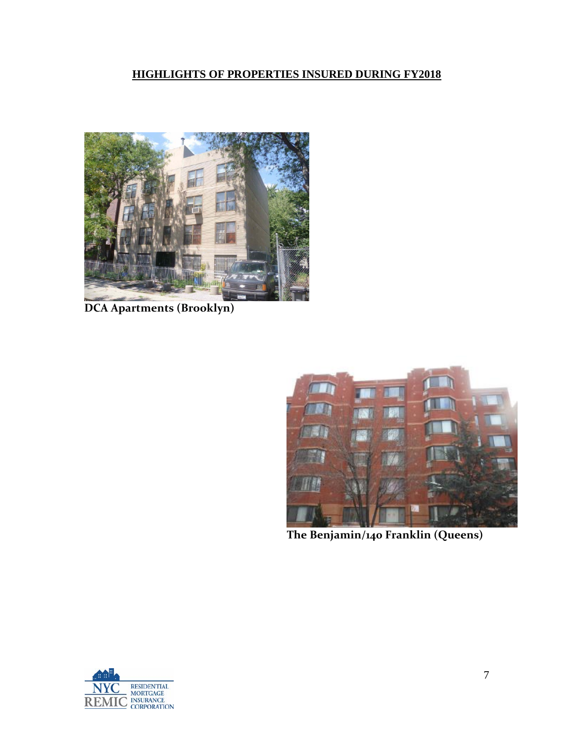## HIGHLIGHTS OF PROPERTIES INSURED DURING FY2018

**DCA Apartments (Brooklyn)**

**The Benjamin/140 Franklin (Queens)**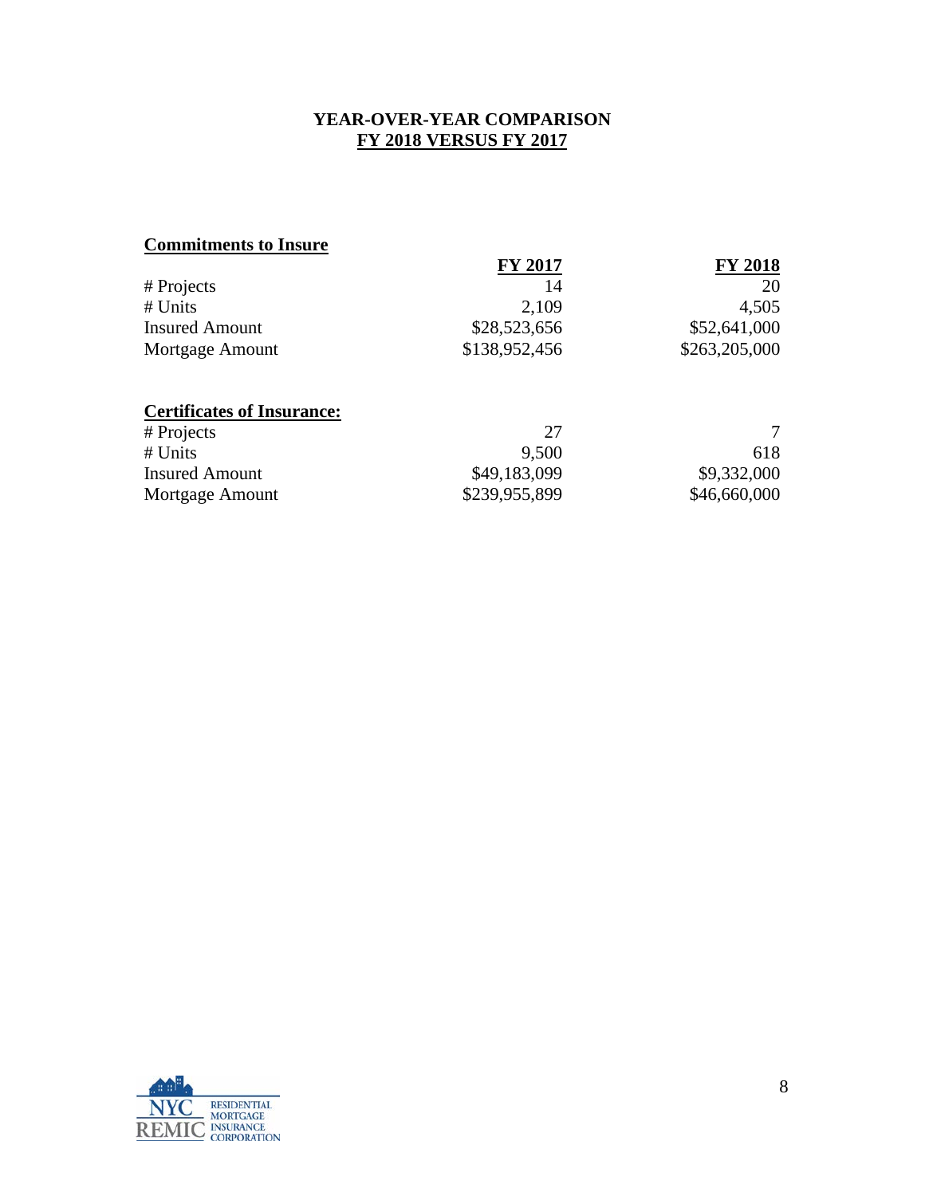# YEAR-OVER-YEAR COMPARISON

## FY 2018 VERSUS FY 2017

**Commitments to Insure**

| | FY 2017 | FY 2018 |
|---|---|---|
| # Projects | 14 | 20 |
| # Units | 2,109 | 4,505 |
| Insured Amount | $28,523,656 | $52,641,000 |
| Mortgage Amount | $138,952,456 | $263,205,000 |

**Certificates of Insurance:**

| | FY 2017 | FY 2018 |
|---|---|---|
| # Projects | 27 | 7 |
| # Units | 9,500 | 618 |
| Insured Amount | $49,183,099 | $9,332,000 |
| Mortgage Amount | $239,955,899 | $46,660,000 |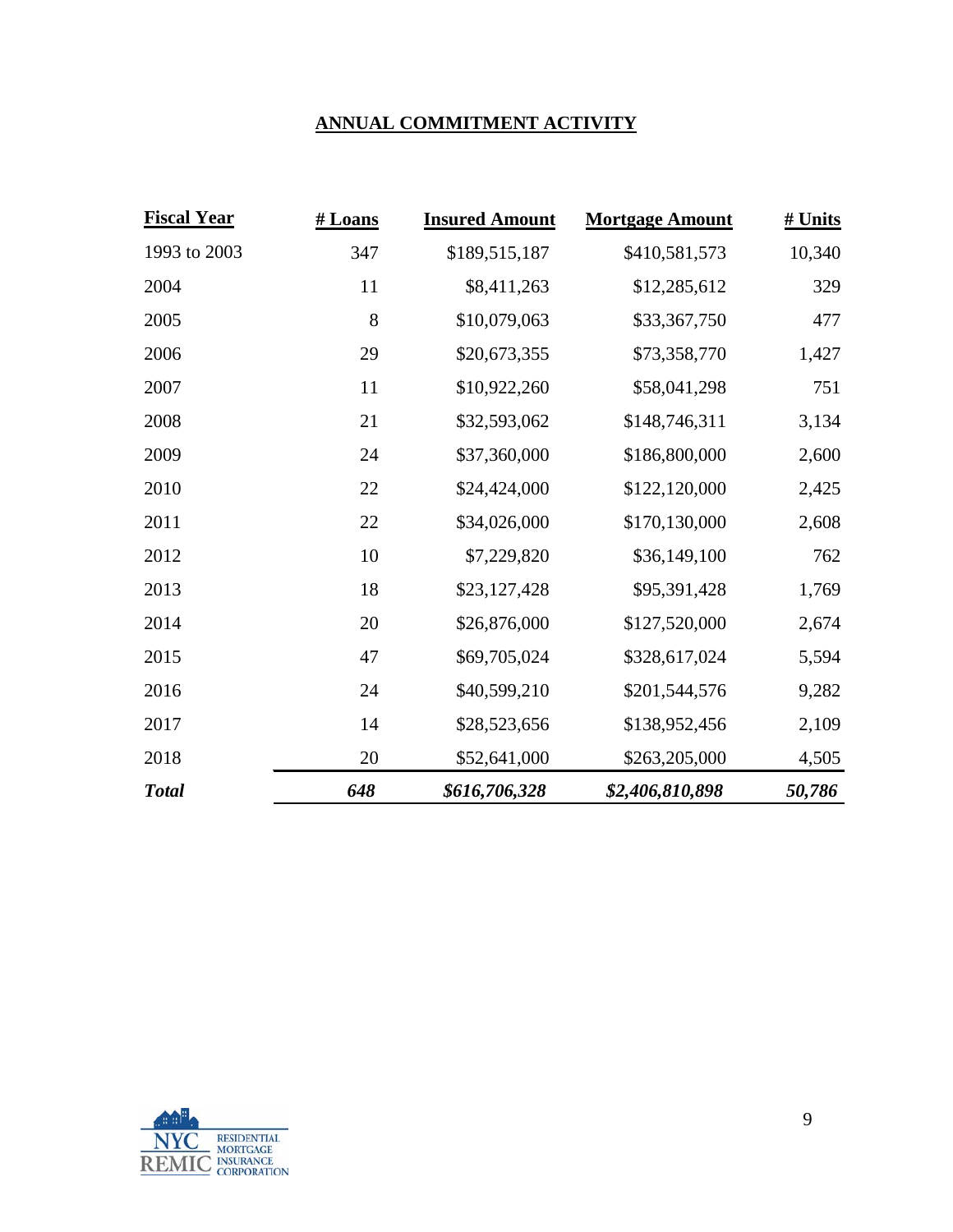## ANNUAL COMMITMENT ACTIVITY

| Fiscal Year | # Loans | Insured Amount | Mortgage Amount | # Units |
|---|---|---|---|---|
| 1993 to 2003 | 347 | $189,515,187 | $410,581,573 | 10,340 |
| 2004 | 11 | $8,411,263 | $12,285,612 | 329 |
| 2005 | 8 | $10,079,063 | $33,367,750 | 477 |
| 2006 | 29 | $20,673,355 | $73,358,770 | 1,427 |
| 2007 | 11 | $10,922,260 | $58,041,298 | 751 |
| 2008 | 21 | $32,593,062 | $148,746,311 | 3,134 |
| 2009 | 24 | $37,360,000 | $186,800,000 | 2,600 |
| 2010 | 22 | $24,424,000 | $122,120,000 | 2,425 |
| 2011 | 22 | $34,026,000 | $170,130,000 | 2,608 |
| 2012 | 10 | $7,229,820 | $36,149,100 | 762 |
| 2013 | 18 | $23,127,428 | $95,391,428 | 1,769 |
| 2014 | 20 | $26,876,000 | $127,520,000 | 2,674 |
| 2015 | 47 | $69,705,024 | $328,617,024 | 5,594 |
| 2016 | 24 | $40,599,210 | $201,544,576 | 9,282 |
| 2017 | 14 | $28,523,656 | $138,952,456 | 2,109 |
| 2018 | 20 | $52,641,000 | $263,205,000 | 4,505 |
| ***Total*** | ***648*** | ***$616,706,328*** | ***$2,406,810,898*** | ***50,786*** |

NYC REMIC RESIDENTIAL MORTGAGE INSURANCE CORPORATION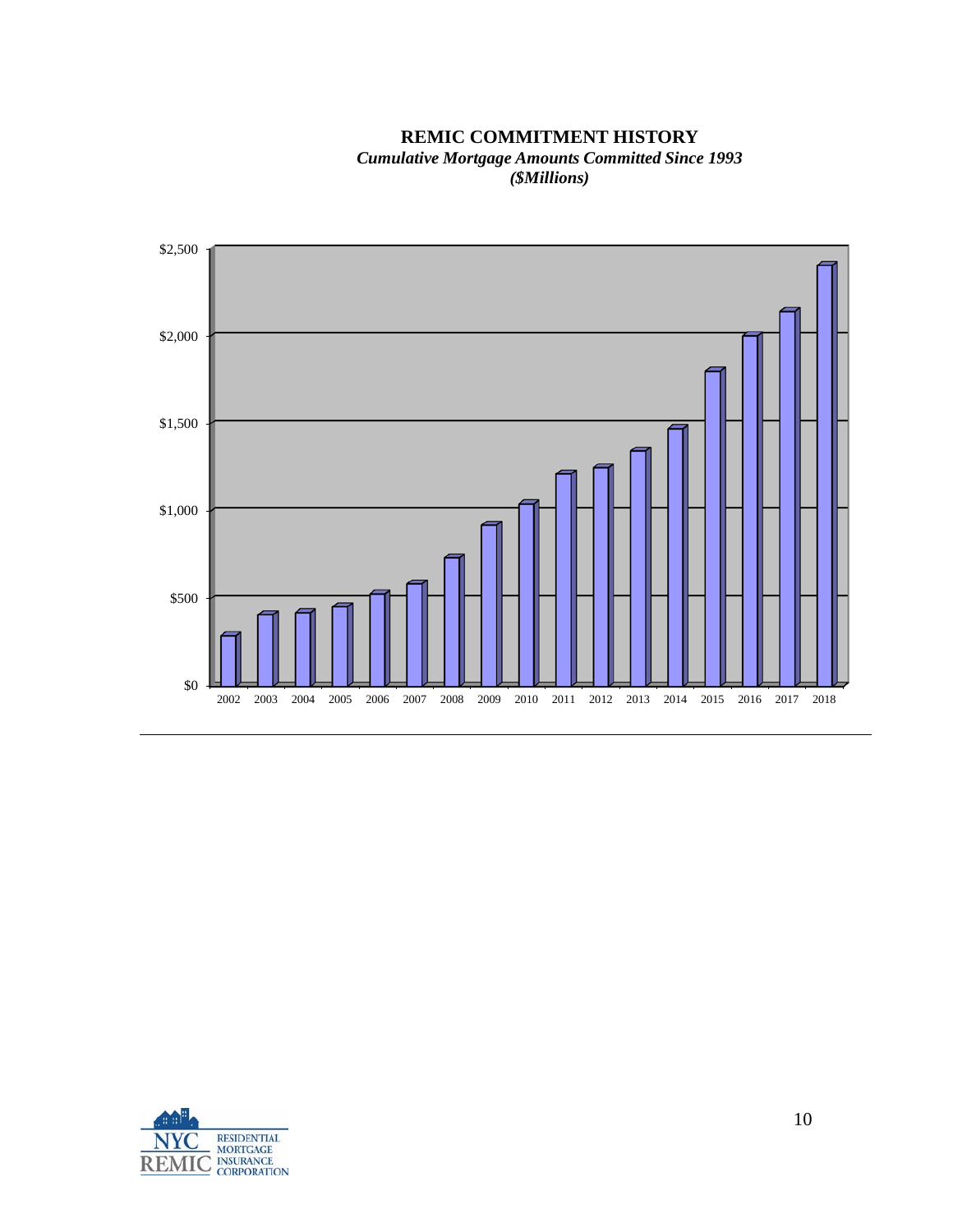**REMIC COMMITMENT HISTORY**

***Cumulative Mortgage Amounts Committed Since 1993***

***($Millions)***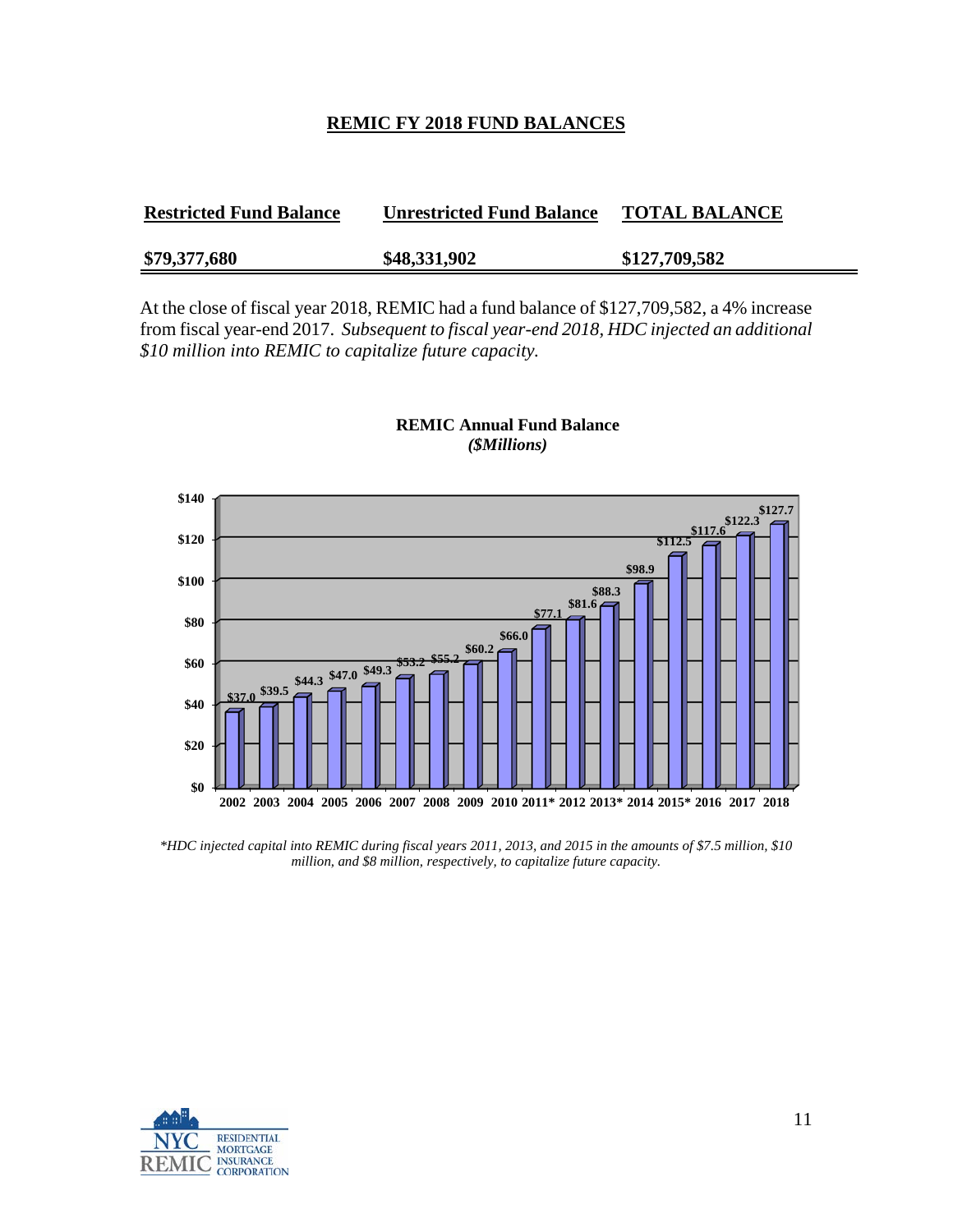# REMIC FY 2018 FUND BALANCES

| Restricted Fund Balance | Unrestricted Fund Balance | TOTAL BALANCE |
|---|---|---|
| $79,377,680 | $48,331,902 | $127,709,582 |

At the close of fiscal year 2018, REMIC had a fund balance of $127,709,582, a 4% increase from fiscal year-end 2017. *Subsequent to fiscal year-end 2018, HDC injected an additional $10 million into REMIC to capitalize future capacity.*

**REMIC Annual Fund Balance**
***($Millions)***

| Year | Fund Balance |
|---|---|
| 2002 | $37.0 |
| 2003 | $39.5 |
| 2004 | $44.3 |
| 2005 | $47.0 |
| 2006 | $49.3 |
| 2007 | $53.2 |
| 2008 | $55.2 |
| 2009 | $60.2 |
| 2010 | $66.0 |
| 2011* | $77.1 |
| 2012 | $81.6 |
| 2013* | $88.3 |
| 2014 | $98.9 |
| 2015* | $112.5 |
| 2016 | $117.6 |
| 2017 | $122.3 |
| 2018 | $127.7 |

*\*HDC injected capital into REMIC during fiscal years 2011, 2013, and 2015 in the amounts of $7.5 million, $10 million, and $8 million, respectively, to capitalize future capacity.*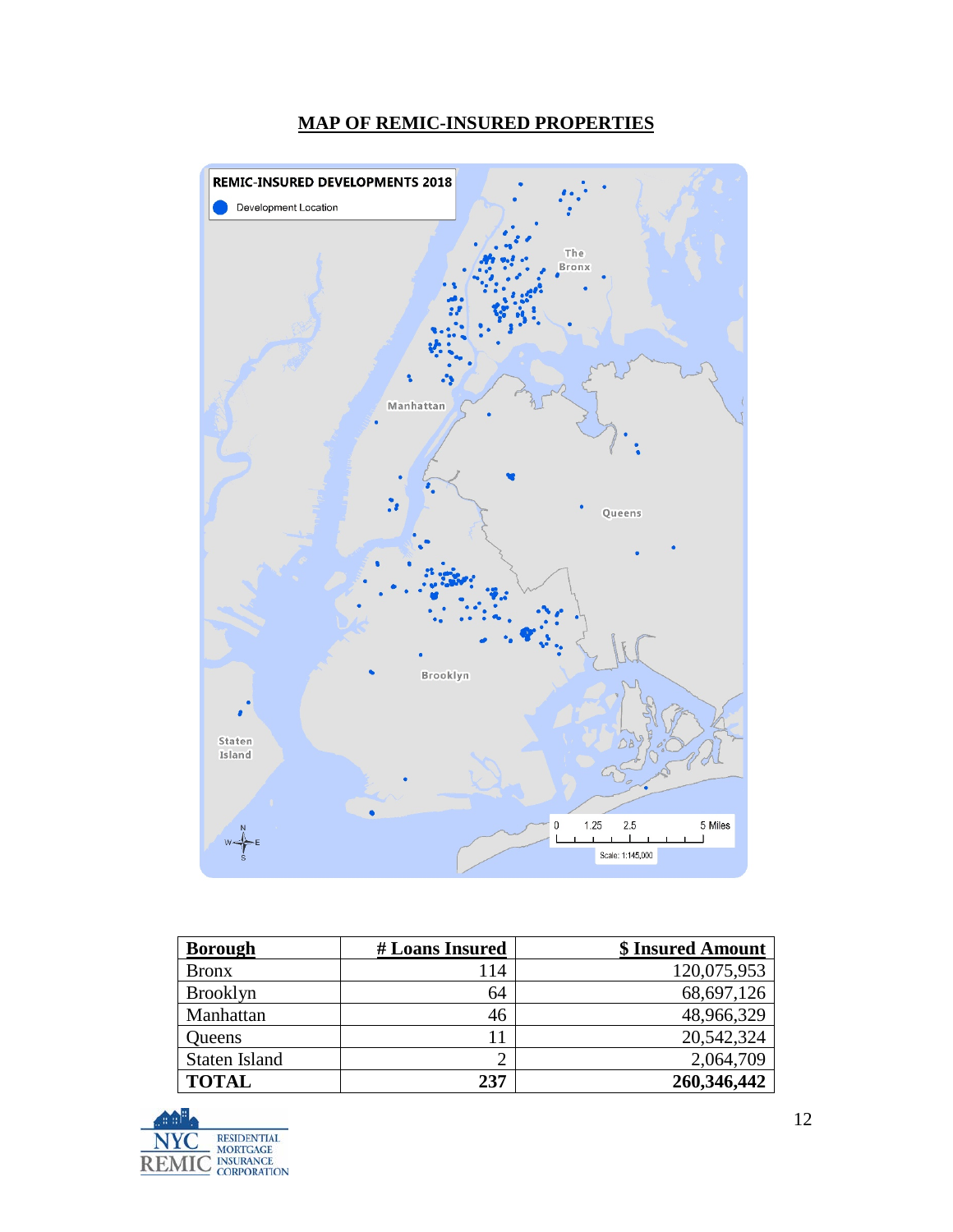## MAP OF REMIC-INSURED PROPERTIES

| Borough | # Loans Insured | $ Insured Amount |
|---|---|---|
| Bronx | 114 | 120,075,953 |
| Brooklyn | 64 | 68,697,126 |
| Manhattan | 46 | 48,966,329 |
| Queens | 11 | 20,542,324 |
| Staten Island | 2 | 2,064,709 |
| **TOTAL** | **237** | **260,346,442** |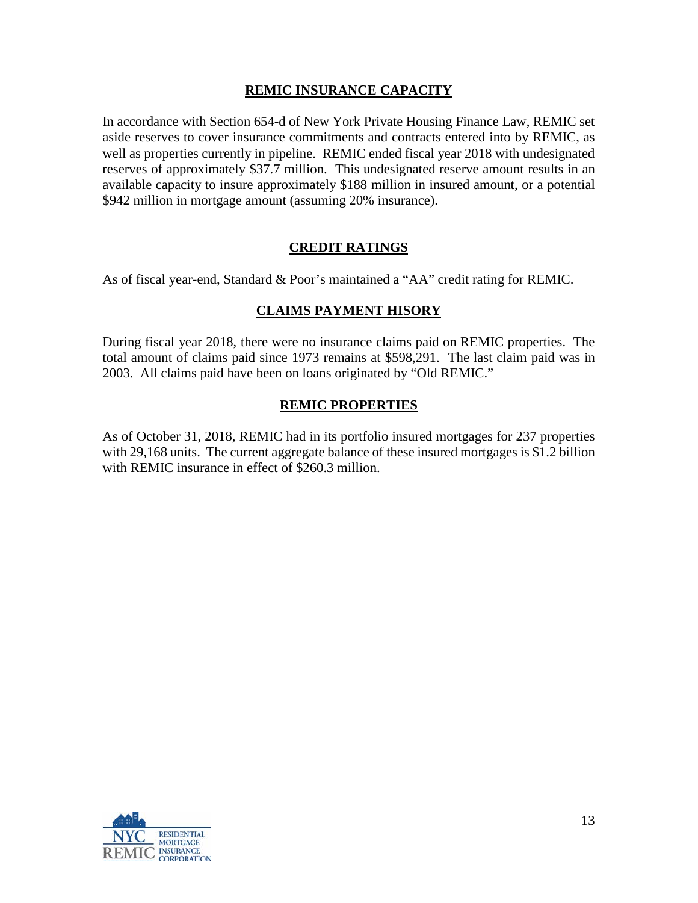## REMIC INSURANCE CAPACITY

In accordance with Section 654-d of New York Private Housing Finance Law, REMIC set aside reserves to cover insurance commitments and contracts entered into by REMIC, as well as properties currently in pipeline. REMIC ended fiscal year 2018 with undesignated reserves of approximately $37.7 million. This undesignated reserve amount results in an available capacity to insure approximately $188 million in insured amount, or a potential $942 million in mortgage amount (assuming 20% insurance).

## CREDIT RATINGS

As of fiscal year-end, Standard & Poor's maintained a "AA" credit rating for REMIC.

## CLAIMS PAYMENT HISORY

During fiscal year 2018, there were no insurance claims paid on REMIC properties. The total amount of claims paid since 1973 remains at $598,291. The last claim paid was in 2003. All claims paid have been on loans originated by "Old REMIC."

## REMIC PROPERTIES

As of October 31, 2018, REMIC had in its portfolio insured mortgages for 237 properties with 29,168 units. The current aggregate balance of these insured mortgages is $1.2 billion with REMIC insurance in effect of $260.3 million.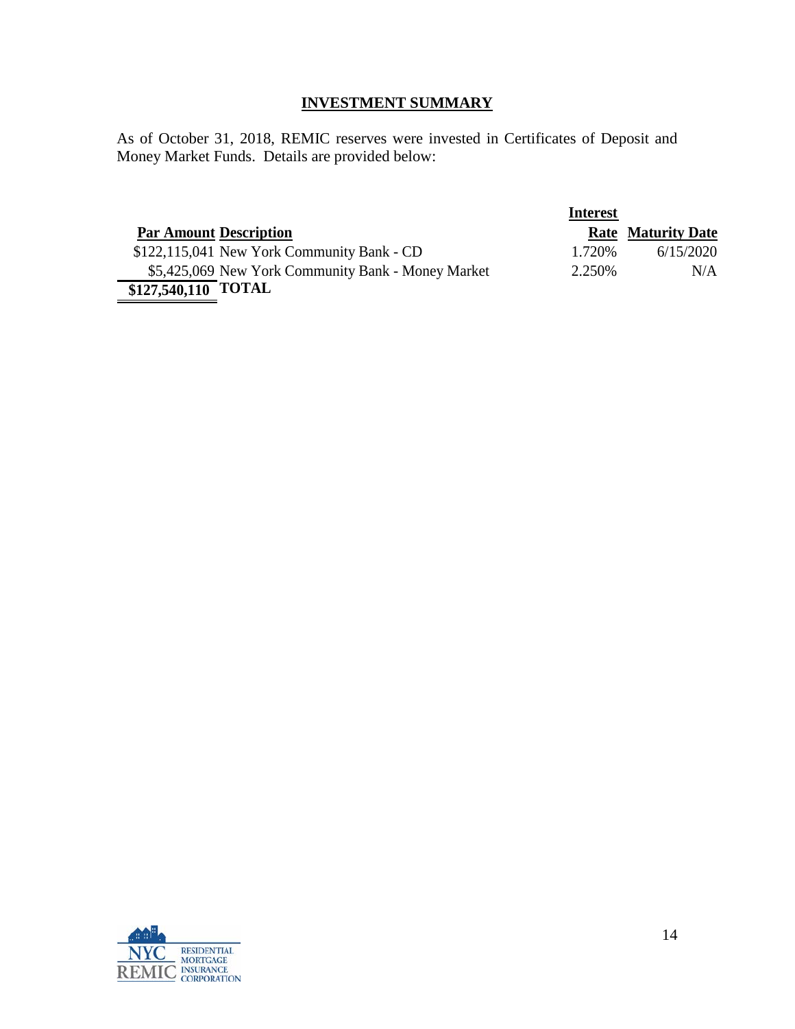## INVESTMENT SUMMARY

As of October 31, 2018, REMIC reserves were invested in Certificates of Deposit and Money Market Funds. Details are provided below:

| Par Amount | Description | Interest Rate | Maturity Date |
|---|---|---|---|
| $122,115,041 | New York Community Bank - CD | 1.720% | 6/15/2020 |
| $5,425,069 | New York Community Bank - Money Market | 2.250% | N/A |
| **$127,540,110** | **TOTAL** | | |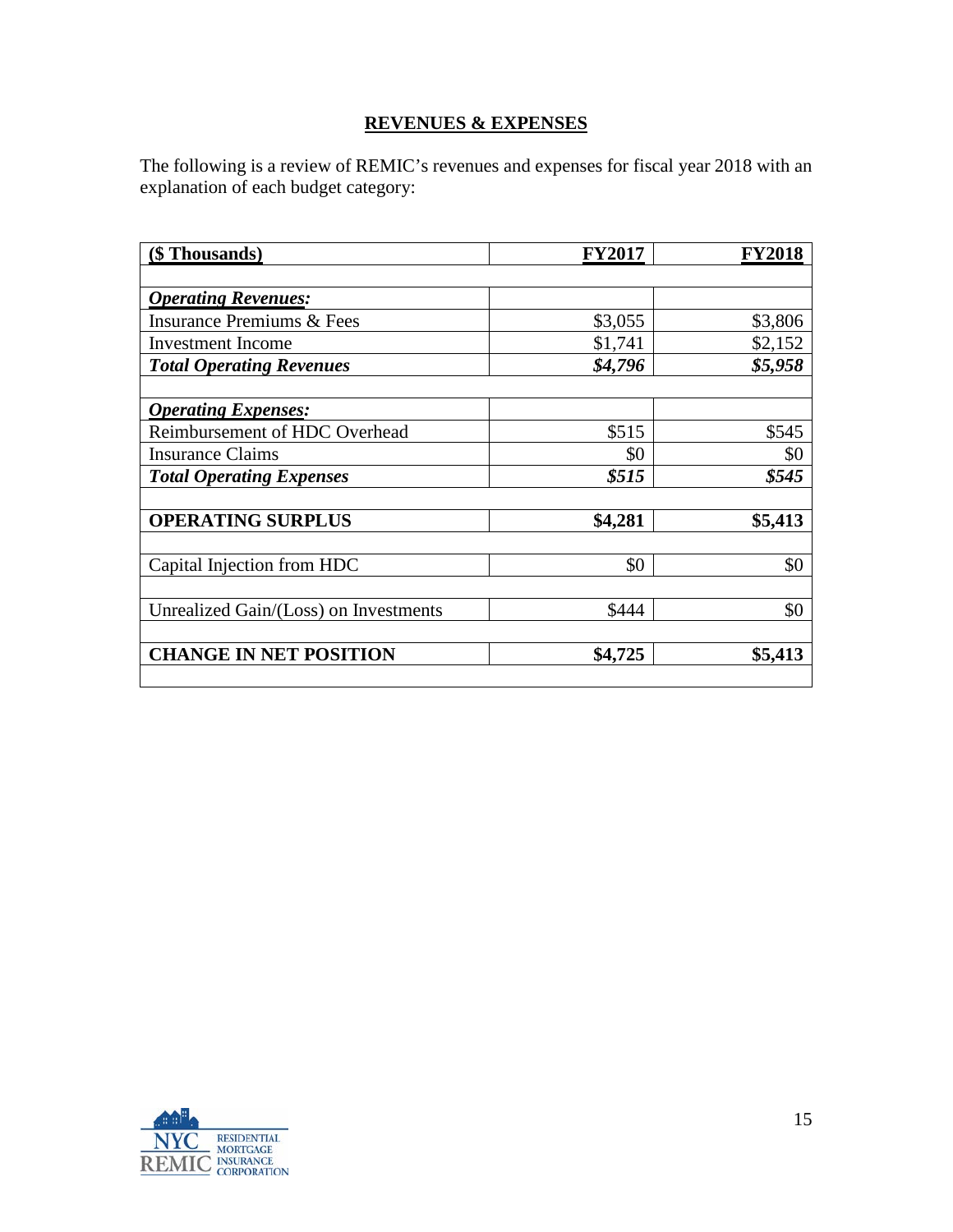## REVENUES & EXPENSES

The following is a review of REMIC's revenues and expenses for fiscal year 2018 with an explanation of each budget category:

| ($ Thousands) | FY2017 | FY2018 |
|---|---|---|
| | | |
| ***Operating Revenues:*** | | |
| Insurance Premiums & Fees | $3,055 | $3,806 |
| Investment Income | $1,741 | $2,152 |
| ***Total Operating Revenues*** | ***$4,796*** | ***$5,958*** |
| | | |
| ***Operating Expenses:*** | | |
| Reimbursement of HDC Overhead | $515 | $545 |
| Insurance Claims | $0 | $0 |
| ***Total Operating Expenses*** | ***$515*** | ***$545*** |
| | | |
| **OPERATING SURPLUS** | **$4,281** | **$5,413** |
| | | |
| Capital Injection from HDC | $0 | $0 |
| | | |
| Unrealized Gain/(Loss) on Investments | $444 | $0 |
| | | |
| **CHANGE IN NET POSITION** | **$4,725** | **$5,413** |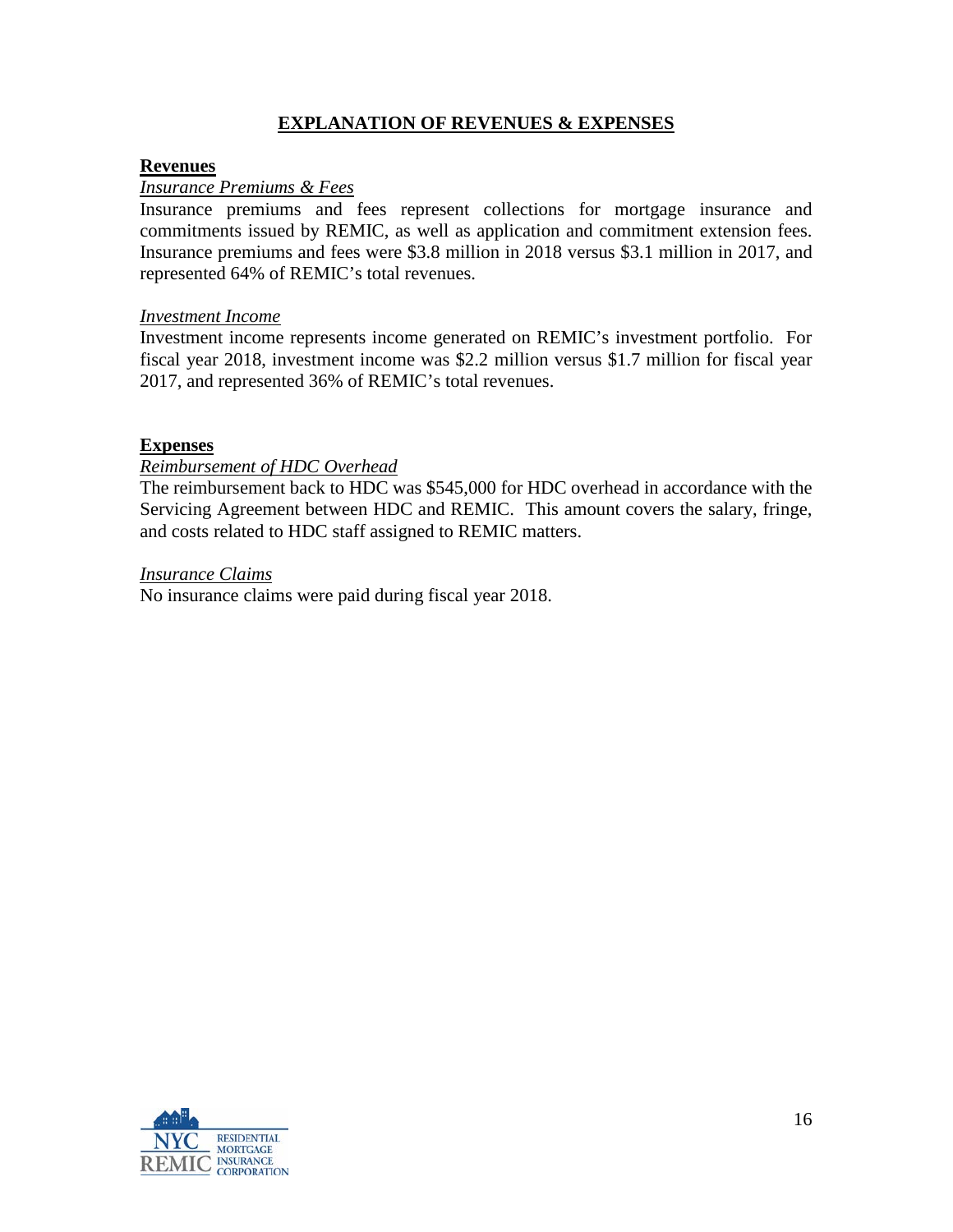# EXPLANATION OF REVENUES & EXPENSES

## Revenues

*Insurance Premiums & Fees*

Insurance premiums and fees represent collections for mortgage insurance and commitments issued by REMIC, as well as application and commitment extension fees. Insurance premiums and fees were $3.8 million in 2018 versus $3.1 million in 2017, and represented 64% of REMIC's total revenues.

*Investment Income*

Investment income represents income generated on REMIC's investment portfolio. For fiscal year 2018, investment income was $2.2 million versus $1.7 million for fiscal year 2017, and represented 36% of REMIC's total revenues.

## Expenses

*Reimbursement of HDC Overhead*

The reimbursement back to HDC was $545,000 for HDC overhead in accordance with the Servicing Agreement between HDC and REMIC. This amount covers the salary, fringe, and costs related to HDC staff assigned to REMIC matters.

*Insurance Claims*

No insurance claims were paid during fiscal year 2018.